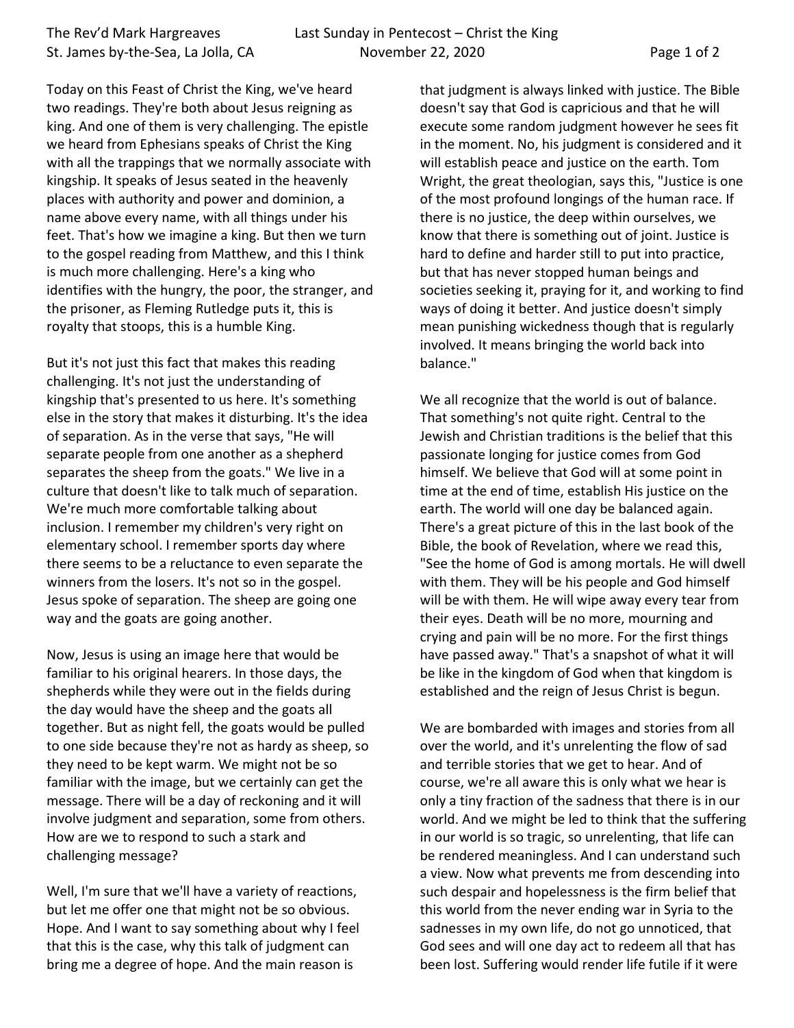Today on this Feast of Christ the King, we've heard two readings. They're both about Jesus reigning as king. And one of them is very challenging. The epistle we heard from Ephesians speaks of Christ the King with all the trappings that we normally associate with kingship. It speaks of Jesus seated in the heavenly places with authority and power and dominion, a name above every name, with all things under his feet. That's how we imagine a king. But then we turn to the gospel reading from Matthew, and this I think is much more challenging. Here's a king who identifies with the hungry, the poor, the stranger, and the prisoner, as Fleming Rutledge puts it, this is royalty that stoops, this is a humble King.

But it's not just this fact that makes this reading challenging. It's not just the understanding of kingship that's presented to us here. It's something else in the story that makes it disturbing. It's the idea of separation. As in the verse that says, "He will separate people from one another as a shepherd separates the sheep from the goats." We live in a culture that doesn't like to talk much of separation. We're much more comfortable talking about inclusion. I remember my children's very right on elementary school. I remember sports day where there seems to be a reluctance to even separate the winners from the losers. It's not so in the gospel. Jesus spoke of separation. The sheep are going one way and the goats are going another.

Now, Jesus is using an image here that would be familiar to his original hearers. In those days, the shepherds while they were out in the fields during the day would have the sheep and the goats all together. But as night fell, the goats would be pulled to one side because they're not as hardy as sheep, so they need to be kept warm. We might not be so familiar with the image, but we certainly can get the message. There will be a day of reckoning and it will involve judgment and separation, some from others. How are we to respond to such a stark and challenging message?

Well, I'm sure that we'll have a variety of reactions, but let me offer one that might not be so obvious. Hope. And I want to say something about why I feel that this is the case, why this talk of judgment can bring me a degree of hope. And the main reason is that judgment is always linked with justice. The Bible doesn't say that God is capricious and that he will execute some random judgment however he sees fit in the moment. No, his judgment is considered and it will establish peace and justice on the earth. Tom Wright, the great theologian, says this, "Justice is one of the most profound longings of the human race. If there is no justice, the deep within ourselves, we know that there is something out of joint. Justice is hard to define and harder still to put into practice, but that has never stopped human beings and societies seeking it, praying for it, and working to find ways of doing it better. And justice doesn't simply mean punishing wickedness though that is regularly involved. It means bringing the world back into balance."

We all recognize that the world is out of balance. That something's not quite right. Central to the Jewish and Christian traditions is the belief that this passionate longing for justice comes from God himself. We believe that God will at some point in time at the end of time, establish His justice on the earth. The world will one day be balanced again. There's a great picture of this in the last book of the Bible, the book of Revelation, where we read this, "See the home of God is among mortals. He will dwell with them. They will be his people and God himself will be with them. He will wipe away every tear from their eyes. Death will be no more, mourning and crying and pain will be no more. For the first things have passed away." That's a snapshot of what it will be like in the kingdom of God when that kingdom is established and the reign of Jesus Christ is begun.

We are bombarded with images and stories from all over the world, and it's unrelenting the flow of sad and terrible stories that we get to hear. And of course, we're all aware this is only what we hear is only a tiny fraction of the sadness that there is in our world. And we might be led to think that the suffering in our world is so tragic, so unrelenting, that life can be rendered meaningless. And I can understand such a view. Now what prevents me from descending into such despair and hopelessness is the firm belief that this world from the never ending war in Syria to the sadnesses in my own life, do not go unnoticed, that God sees and will one day act to redeem all that has been lost. Suffering would render life futile if it were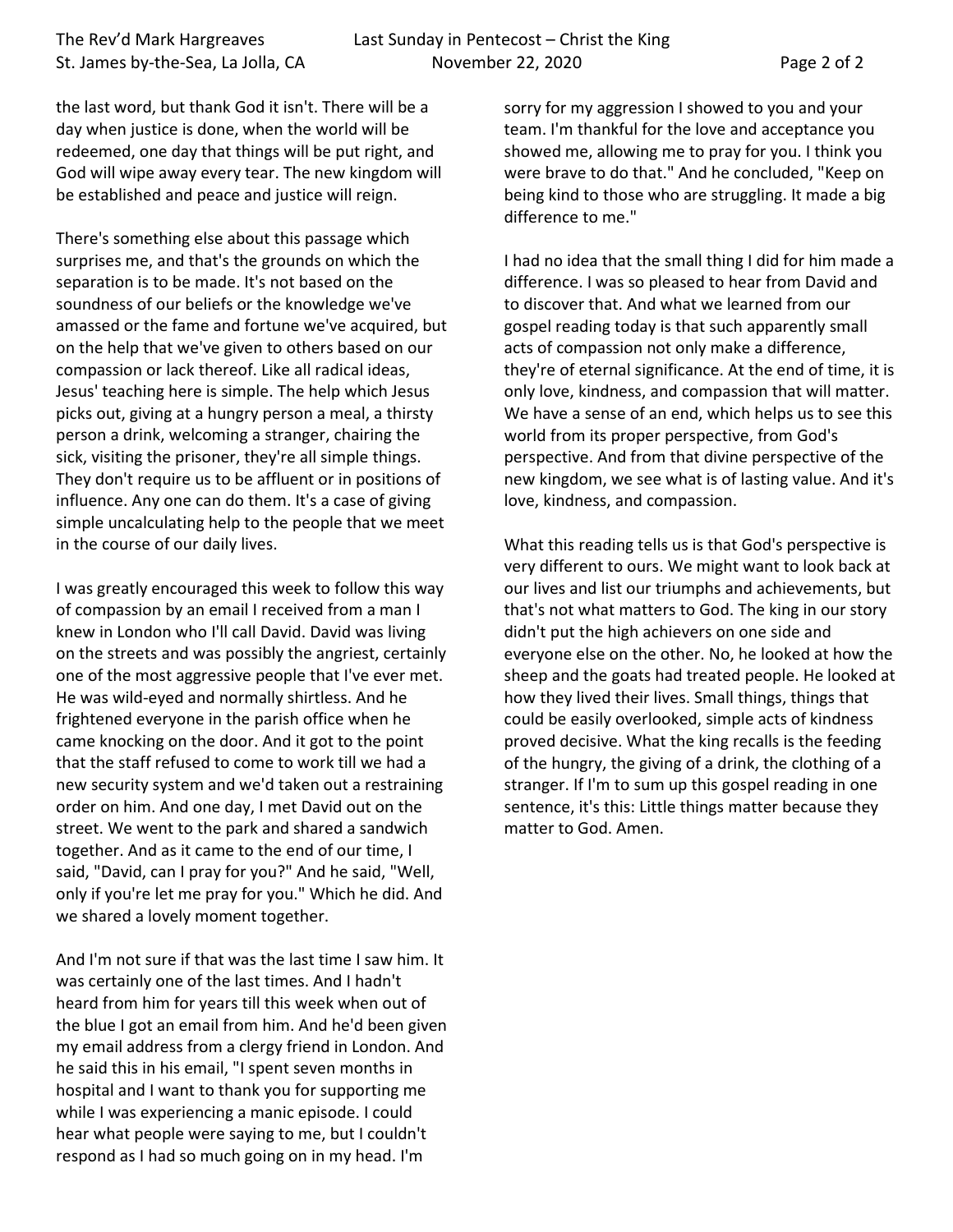the last word, but thank God it isn't. There will be a day when justice is done, when the world will be redeemed, one day that things will be put right, and God will wipe away every tear. The new kingdom will be established and peace and justice will reign.

There's something else about this passage which surprises me, and that's the grounds on which the separation is to be made. It's not based on the soundness of our beliefs or the knowledge we've amassed or the fame and fortune we've acquired, but on the help that we've given to others based on our compassion or lack thereof. Like all radical ideas, Jesus' teaching here is simple. The help which Jesus picks out, giving at a hungry person a meal, a thirsty person a drink, welcoming a stranger, chairing the sick, visiting the prisoner, they're all simple things. They don't require us to be affluent or in positions of influence. Any one can do them. It's a case of giving simple uncalculating help to the people that we meet in the course of our daily lives.

I was greatly encouraged this week to follow this way of compassion by an email I received from a man I knew in London who I'll call David. David was living on the streets and was possibly the angriest, certainly one of the most aggressive people that I've ever met. He was wild-eyed and normally shirtless. And he frightened everyone in the parish office when he came knocking on the door. And it got to the point that the staff refused to come to work till we had a new security system and we'd taken out a restraining order on him. And one day, I met David out on the street. We went to the park and shared a sandwich together. And as it came to the end of our time, I said, "David, can I pray for you?" And he said, "Well, only if you're let me pray for you." Which he did. And we shared a lovely moment together.

And I'm not sure if that was the last time I saw him. It was certainly one of the last times. And I hadn't heard from him for years till this week when out of the blue I got an email from him. And he'd been given my email address from a clergy friend in London. And he said this in his email, "I spent seven months in hospital and I want to thank you for supporting me while I was experiencing a manic episode. I could hear what people were saying to me, but I couldn't respond as I had so much going on in my head. I'm sorry for my aggression I showed to you and your team. I'm thankful for the love and acceptance you showed me, allowing me to pray for you. I think you were brave to do that." And he concluded, "Keep on being kind to those who are struggling. It made a big difference to me."

I had no idea that the small thing I did for him made a difference. I was so pleased to hear from David and to discover that. And what we learned from our gospel reading today is that such apparently small acts of compassion not only make a difference, they're of eternal significance. At the end of time, it is only love, kindness, and compassion that will matter. We have a sense of an end, which helps us to see this world from its proper perspective, from God's perspective. And from that divine perspective of the new kingdom, we see what is of lasting value. And it's love, kindness, and compassion.

What this reading tells us is that God's perspective is very different to ours. We might want to look back at our lives and list our triumphs and achievements, but that's not what matters to God. The king in our story didn't put the high achievers on one side and everyone else on the other. No, he looked at how the sheep and the goats had treated people. He looked at how they lived their lives. Small things, things that could be easily overlooked, simple acts of kindness proved decisive. What the king recalls is the feeding of the hungry, the giving of a drink, the clothing of a stranger. If I'm to sum up this gospel reading in one sentence, it's this: Little things matter because they matter to God. Amen.